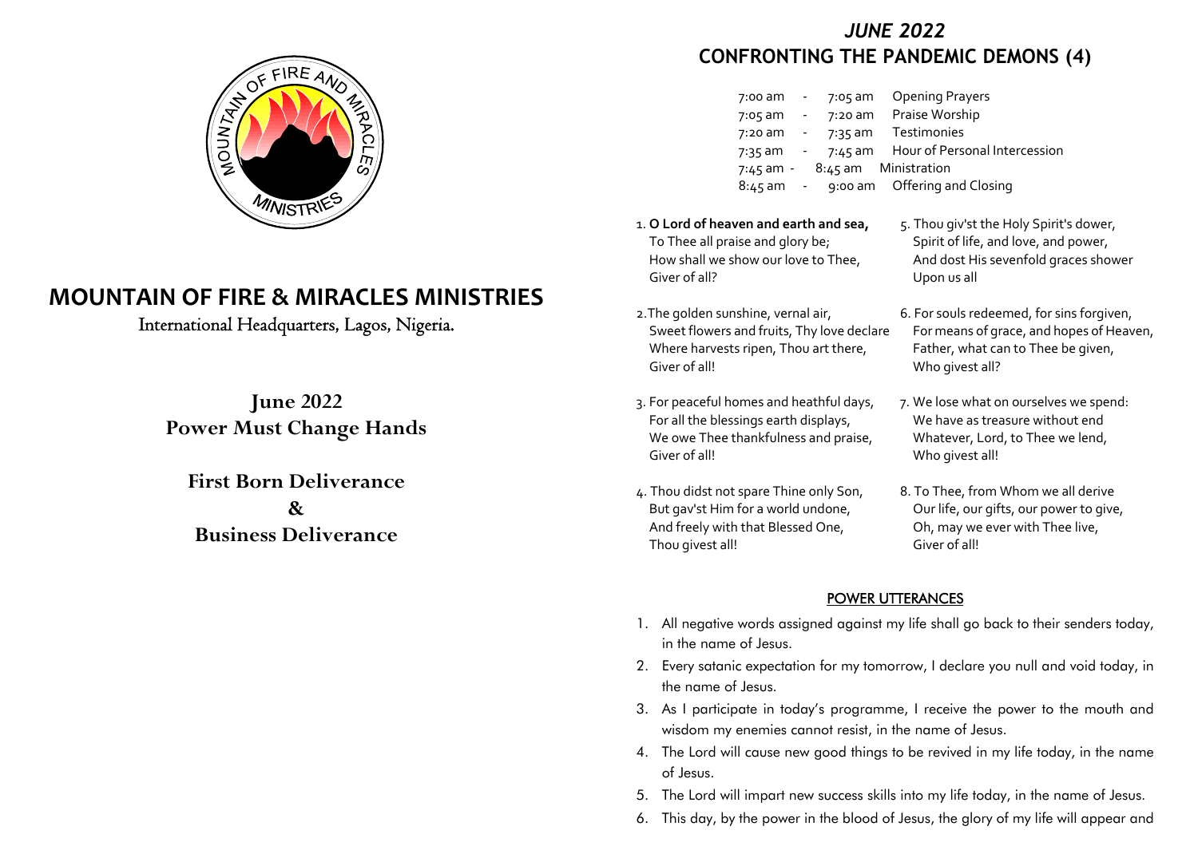# MOUNTAIN OF FIRE & MIRACLES MINISTRIES

International Headquarters, Lagos, Nigeria.

## June 2022
## Power Must Change Hands

## First Born Deliverance
## &
## Business Deliverance

# *JUNE 2022*
# CONFRONTING THE PANDEMIC DEMONS (4)

| | | |
|---|---|---|
| 7:00 am | - 7:05 am | Opening Prayers |
| 7:05 am | - 7:20 am | Praise Worship |
| 7:20 am | - 7:35 am | Testimonies |
| 7:35 am | - 7:45 am | Hour of Personal Intercession |
| 7:45 am | - 8:45 am | Ministration |
| 8:45 am | - 9:00 am | Offering and Closing |

1. **O Lord of heaven and earth and sea,**
   To Thee all praise and glory be;
   How shall we show our love to Thee,
   Giver of all?

2. The golden sunshine, vernal air,
   Sweet flowers and fruits, Thy love declare
   Where harvests ripen, Thou art there,
   Giver of all!

3. For peaceful homes and heathful days,
   For all the blessings earth displays,
   We owe Thee thankfulness and praise,
   Giver of all!

4. Thou didst not spare Thine only Son,
   But gav'st Him for a world undone,
   And freely with that Blessed One,
   Thou givest all!

5. Thou giv'st the Holy Spirit's dower,
   Spirit of life, and love, and power,
   And dost His sevenfold graces shower
   Upon us all

6. For souls redeemed, for sins forgiven,
   For means of grace, and hopes of Heaven,
   Father, what can to Thee be given,
   Who givest all?

7. We lose what on ourselves we spend:
   We have as treasure without end
   Whatever, Lord, to Thee we lend,
   Who givest all!

8. To Thee, from Whom we all derive
   Our life, our gifts, our power to give,
   Oh, may we ever with Thee live,
   Giver of all!

## POWER UTTERANCES

1. All negative words assigned against my life shall go back to their senders today, in the name of Jesus.
2. Every satanic expectation for my tomorrow, I declare you null and void today, in the name of Jesus.
3. As I participate in today's programme, I receive the power to the mouth and wisdom my enemies cannot resist, in the name of Jesus.
4. The Lord will cause new good things to be revived in my life today, in the name of Jesus.
5. The Lord will impart new success skills into my life today, in the name of Jesus.
6. This day, by the power in the blood of Jesus, the glory of my life will appear and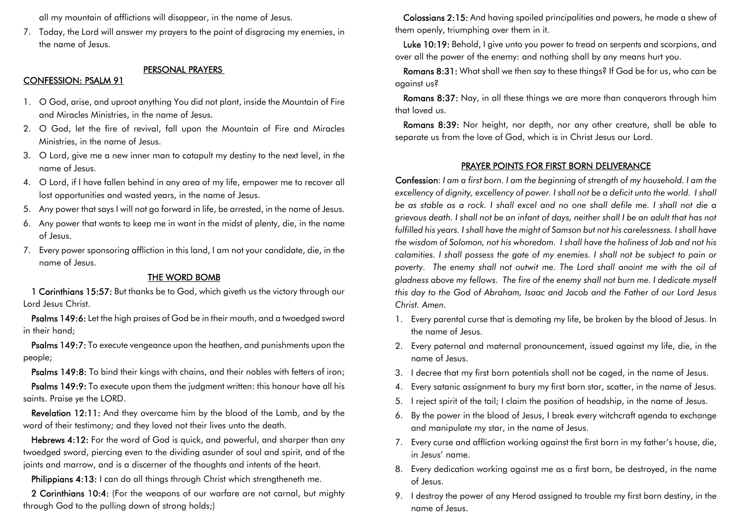all my mountain of afflictions will disappear, in the name of Jesus.

7. Today, the Lord will answer my prayers to the point of disgracing my enemies, in the name of Jesus.

## PERSONAL PRAYERS

## CONFESSION: PSALM 91

1. O God, arise, and uproot anything You did not plant, inside the Mountain of Fire and Miracles Ministries, in the name of Jesus.
2. O God, let the fire of revival, fall upon the Mountain of Fire and Miracles Ministries, in the name of Jesus.
3. O Lord, give me a new inner man to catapult my destiny to the next level, in the name of Jesus.
4. O Lord, if I have fallen behind in any area of my life, empower me to recover all lost opportunities and wasted years, in the name of Jesus.
5. Any power that says I will not go forward in life, be arrested, in the name of Jesus.
6. Any power that wants to keep me in want in the midst of plenty, die, in the name of Jesus.
7. Every power sponsoring affliction in this land, I am not your candidate, die, in the name of Jesus.

## THE WORD BOMB

**1 Corinthians 15:57:** But thanks be to God, which giveth us the victory through our Lord Jesus Christ.

**Psalms 149:6:** Let the high praises of God be in their mouth, and a twoedged sword in their hand;

**Psalms 149:7:** To execute vengeance upon the heathen, and punishments upon the people;

**Psalms 149:8:** To bind their kings with chains, and their nobles with fetters of iron;

**Psalms 149:9:** To execute upon them the judgment written: this honour have all his saints. Praise ye the LORD.

**Revelation 12:11:** And they overcame him by the blood of the Lamb, and by the word of their testimony; and they loved not their lives unto the death.

**Hebrews 4:12:** For the word of God is quick, and powerful, and sharper than any twoedged sword, piercing even to the dividing asunder of soul and spirit, and of the joints and marrow, and is a discerner of the thoughts and intents of the heart.

**Philippians 4:13:** I can do all things through Christ which strengtheneth me.

**2 Corinthians 10:4:** (For the weapons of our warfare are not carnal, but mighty through God to the pulling down of strong holds;)

**Colossians 2:15:** And having spoiled principalities and powers, he made a shew of them openly, triumphing over them in it.

**Luke 10:19:** Behold, I give unto you power to tread on serpents and scorpions, and over all the power of the enemy: and nothing shall by any means hurt you.

**Romans 8:31:** What shall we then say to these things? If God be for us, who can be against us?

**Romans 8:37:** Nay, in all these things we are more than conquerors through him that loved us.

**Romans 8:39:** Nor height, nor depth, nor any other creature, shall be able to separate us from the love of God, which is in Christ Jesus our Lord.

## PRAYER POINTS FOR FIRST BORN DELIVERANCE

**Confession**: *I am a first born. I am the beginning of strength of my household. I am the excellency of dignity, excellency of power. I shall not be a deficit unto the world. I shall be as stable as a rock. I shall excel and no one shall defile me. I shall not die a grievous death. I shall not be an infant of days, neither shall I be an adult that has not fulfilled his years. I shall have the might of Samson but not his carelessness. I shall have the wisdom of Solomon, not his whoredom. I shall have the holiness of Job and not his calamities. I shall possess the gate of my enemies. I shall not be subject to pain or poverty. The enemy shall not outwit me. The Lord shall anoint me with the oil of gladness above my fellows. The fire of the enemy shall not burn me. I dedicate myself this day to the God of Abraham, Isaac and Jacob and the Father of our Lord Jesus Christ. Amen.*

1. Every parental curse that is demoting my life, be broken by the blood of Jesus. In the name of Jesus.
2. Every paternal and maternal pronouncement, issued against my life, die, in the name of Jesus.
3. I decree that my first born potentials shall not be caged, in the name of Jesus.
4. Every satanic assignment to bury my first born star, scatter, in the name of Jesus.
5. I reject spirit of the tail; I claim the position of headship, in the name of Jesus.
6. By the power in the blood of Jesus, I break every witchcraft agenda to exchange and manipulate my star, in the name of Jesus.
7. Every curse and affliction working against the first born in my father's house, die, in Jesus' name.
8. Every dedication working against me as a first born, be destroyed, in the name of Jesus.
9. I destroy the power of any Herod assigned to trouble my first born destiny, in the name of Jesus.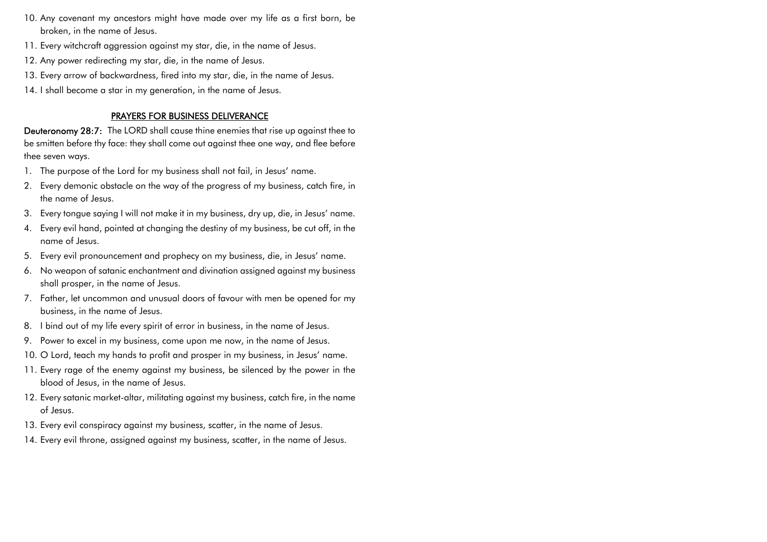10. Any covenant my ancestors might have made over my life as a first born, be broken, in the name of Jesus.
11. Every witchcraft aggression against my star, die, in the name of Jesus.
12. Any power redirecting my star, die, in the name of Jesus.
13. Every arrow of backwardness, fired into my star, die, in the name of Jesus.
14. I shall become a star in my generation, in the name of Jesus.

## PRAYERS FOR BUSINESS DELIVERANCE

**Deuteronomy 28:7:** The LORD shall cause thine enemies that rise up against thee to be smitten before thy face: they shall come out against thee one way, and flee before thee seven ways.

1. The purpose of the Lord for my business shall not fail, in Jesus' name.
2. Every demonic obstacle on the way of the progress of my business, catch fire, in the name of Jesus.
3. Every tongue saying I will not make it in my business, dry up, die, in Jesus' name.
4. Every evil hand, pointed at changing the destiny of my business, be cut off, in the name of Jesus.
5. Every evil pronouncement and prophecy on my business, die, in Jesus' name.
6. No weapon of satanic enchantment and divination assigned against my business shall prosper, in the name of Jesus.
7. Father, let uncommon and unusual doors of favour with men be opened for my business, in the name of Jesus.
8. I bind out of my life every spirit of error in business, in the name of Jesus.
9. Power to excel in my business, come upon me now, in the name of Jesus.
10. O Lord, teach my hands to profit and prosper in my business, in Jesus' name.
11. Every rage of the enemy against my business, be silenced by the power in the blood of Jesus, in the name of Jesus.
12. Every satanic market-altar, militating against my business, catch fire, in the name of Jesus.
13. Every evil conspiracy against my business, scatter, in the name of Jesus.
14. Every evil throne, assigned against my business, scatter, in the name of Jesus.